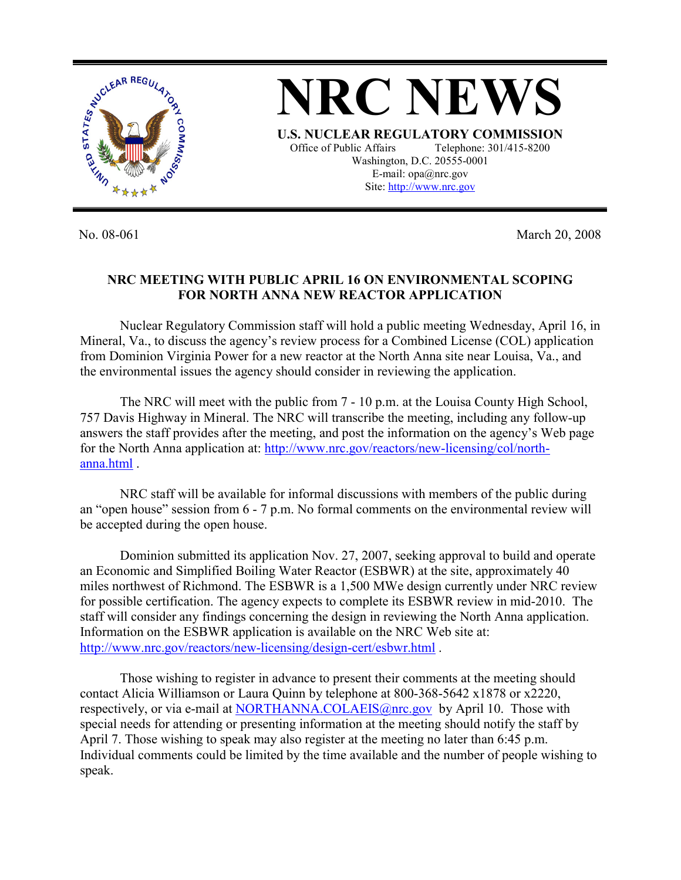# NRC NEWS

**U.S. NUCLEAR REGULATORY COMMISSION**

Office of Public Affairs Telephone: 301/415-8200
Washington, D.C. 20555-0001
E-mail: opa@nrc.gov
Site: http://www.nrc.gov

No. 08-061 March 20, 2008

**NRC MEETING WITH PUBLIC APRIL 16 ON ENVIRONMENTAL SCOPING FOR NORTH ANNA NEW REACTOR APPLICATION**

Nuclear Regulatory Commission staff will hold a public meeting Wednesday, April 16, in Mineral, Va., to discuss the agency's review process for a Combined License (COL) application from Dominion Virginia Power for a new reactor at the North Anna site near Louisa, Va., and the environmental issues the agency should consider in reviewing the application.

The NRC will meet with the public from 7 - 10 p.m. at the Louisa County High School, 757 Davis Highway in Mineral. The NRC will transcribe the meeting, including any follow-up answers the staff provides after the meeting, and post the information on the agency's Web page for the North Anna application at: http://www.nrc.gov/reactors/new-licensing/col/north-anna.html .

NRC staff will be available for informal discussions with members of the public during an "open house" session from 6 - 7 p.m. No formal comments on the environmental review will be accepted during the open house.

Dominion submitted its application Nov. 27, 2007, seeking approval to build and operate an Economic and Simplified Boiling Water Reactor (ESBWR) at the site, approximately 40 miles northwest of Richmond. The ESBWR is a 1,500 MWe design currently under NRC review for possible certification. The agency expects to complete its ESBWR review in mid-2010. The staff will consider any findings concerning the design in reviewing the North Anna application. Information on the ESBWR application is available on the NRC Web site at: http://www.nrc.gov/reactors/new-licensing/design-cert/esbwr.html .

Those wishing to register in advance to present their comments at the meeting should contact Alicia Williamson or Laura Quinn by telephone at 800-368-5642 x1878 or x2220, respectively, or via e-mail at NORTHANNA.COLAEIS@nrc.gov by April 10. Those with special needs for attending or presenting information at the meeting should notify the staff by April 7. Those wishing to speak may also register at the meeting no later than 6:45 p.m. Individual comments could be limited by the time available and the number of people wishing to speak.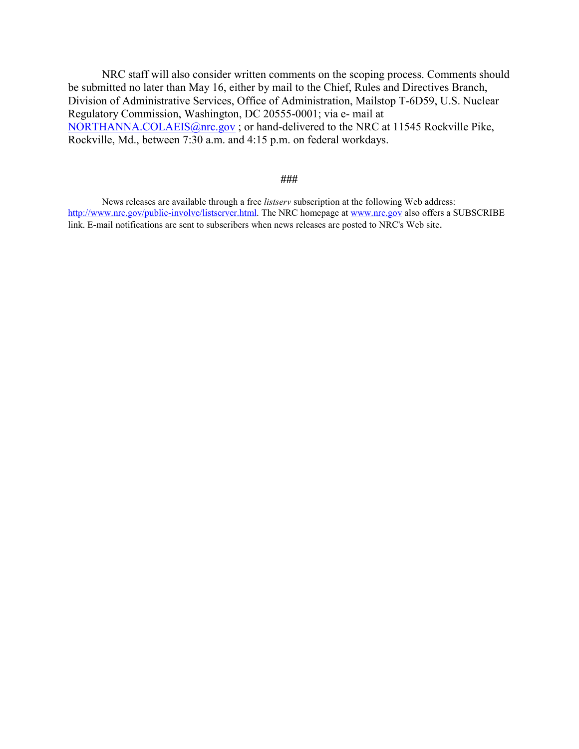NRC staff will also consider written comments on the scoping process. Comments should be submitted no later than May 16, either by mail to the Chief, Rules and Directives Branch, Division of Administrative Services, Office of Administration, Mailstop T-6D59, U.S. Nuclear Regulatory Commission, Washington, DC 20555-0001; via e- mail at NORTHANNA.COLAEIS@nrc.gov ; or hand-delivered to the NRC at 11545 Rockville Pike, Rockville, Md., between 7:30 a.m. and 4:15 p.m. on federal workdays.

###

News releases are available through a free *listserv* subscription at the following Web address: http://www.nrc.gov/public-involve/listserver.html. The NRC homepage at www.nrc.gov also offers a SUBSCRIBE link. E-mail notifications are sent to subscribers when news releases are posted to NRC's Web site.